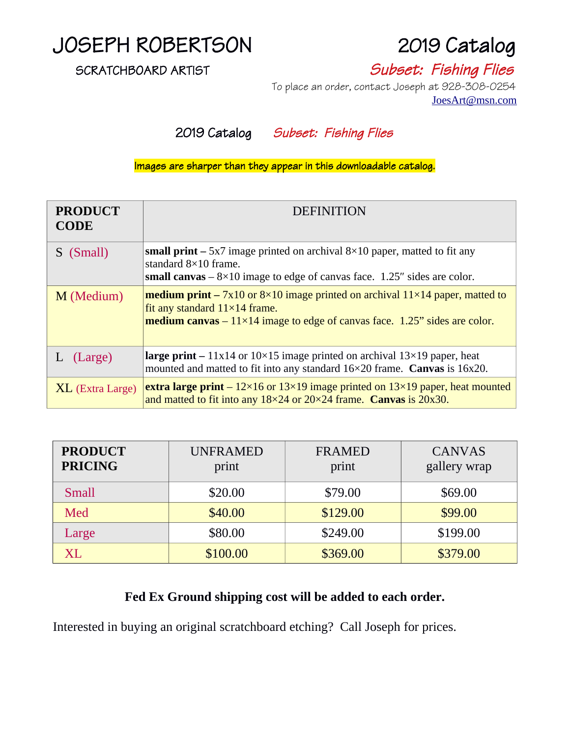# JOSEPH ROBERTSON

SCRATCHBOARD ARTIST

# 2019 Catalog

*Subset: Fishing Flies*

To place an order, contact Joseph at 928-308-0254
JoesArt@msn.com

## 2019 Catalog *Subset: Fishing Flies*

Images are sharper than they appear in this downloadable catalog.

| PRODUCT CODE | DEFINITION |
|---|---|
| S (Small) | **small print –** 5x7 image printed on archival 8×10 paper, matted to fit any standard 8×10 frame.<br>**small canvas** – 8×10 image to edge of canvas face. 1.25″ sides are color. |
| M (Medium) | **medium print –** 7x10 or 8×10 image printed on archival 11×14 paper, matted to fit any standard 11×14 frame.<br>**medium canvas** – 11×14 image to edge of canvas face. 1.25" sides are color. |
| L (Large) | **large print –** 11x14 or 10×15 image printed on archival 13×19 paper, heat mounted and matted to fit into any standard 16×20 frame. **Canvas** is 16x20. |
| XL (Extra Large) | **extra large print** – 12×16 or 13×19 image printed on 13×19 paper, heat mounted and matted to fit into any 18×24 or 20×24 frame. **Canvas** is 20x30. |

| PRODUCT PRICING | UNFRAMED print | FRAMED print | CANVAS gallery wrap |
|---|---|---|---|
| Small | $20.00 | $79.00 | $69.00 |
| Med | $40.00 | $129.00 | $99.00 |
| Large | $80.00 | $249.00 | $199.00 |
| XL | $100.00 | $369.00 | $379.00 |

**Fed Ex Ground shipping cost will be added to each order.**

Interested in buying an original scratchboard etching? Call Joseph for prices.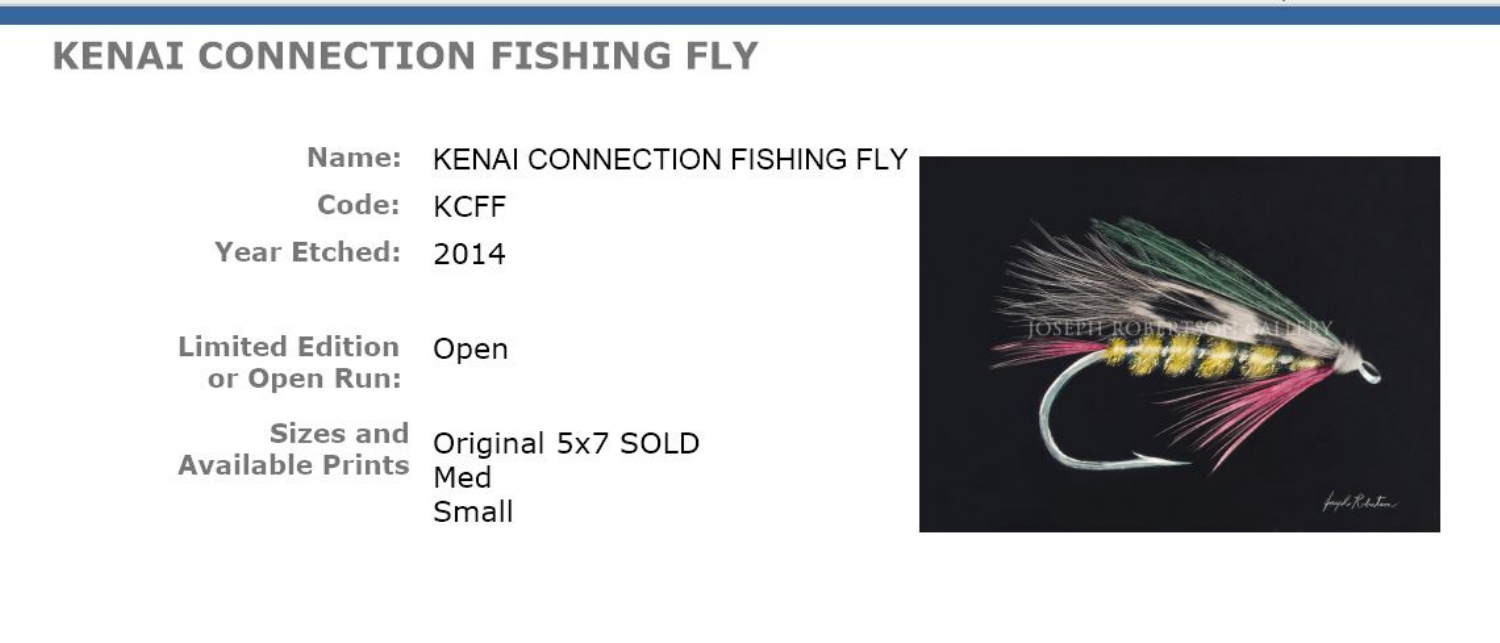# KENAI CONNECTION FISHING FLY

| | |
|---|---|
| **Name:** | KENAI CONNECTION FISHING FLY |
| **Code:** | KCFF |
| **Year Etched:** | 2014 |
| **Limited Edition or Open Run:** | Open |
| **Sizes and Available Prints** | Original 5x7 SOLD<br>Med<br>Small |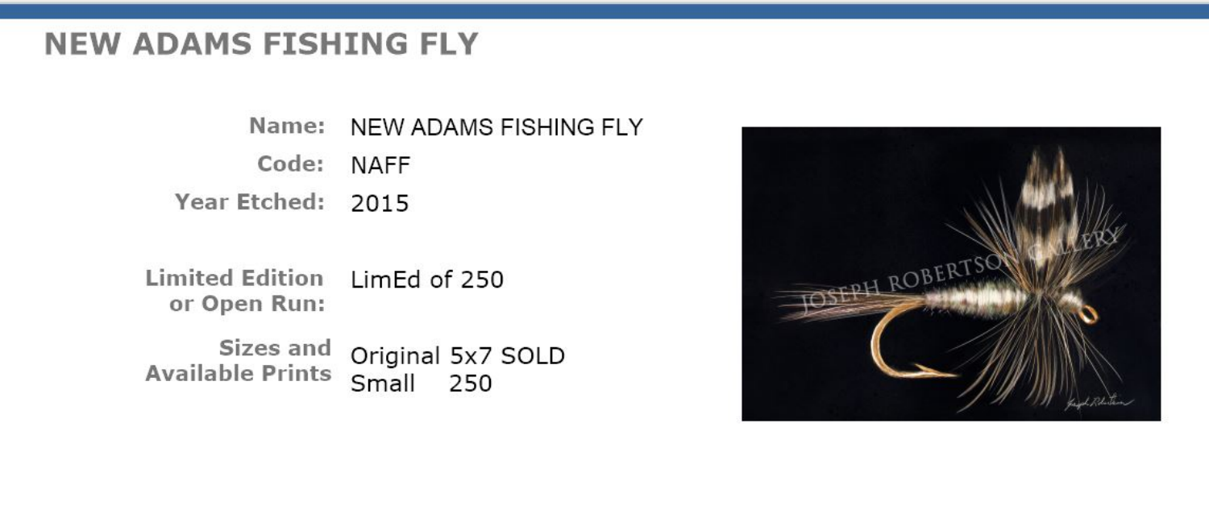## NEW ADAMS FISHING FLY

| | |
|---|---|
| **Name:** | NEW ADAMS FISHING FLY |
| **Code:** | NAFF |
| **Year Etched:** | 2015 |
| **Limited Edition or Open Run:** | LimEd of 250 |
| **Sizes and Available Prints** | Original 5x7 SOLD<br>Small 250 |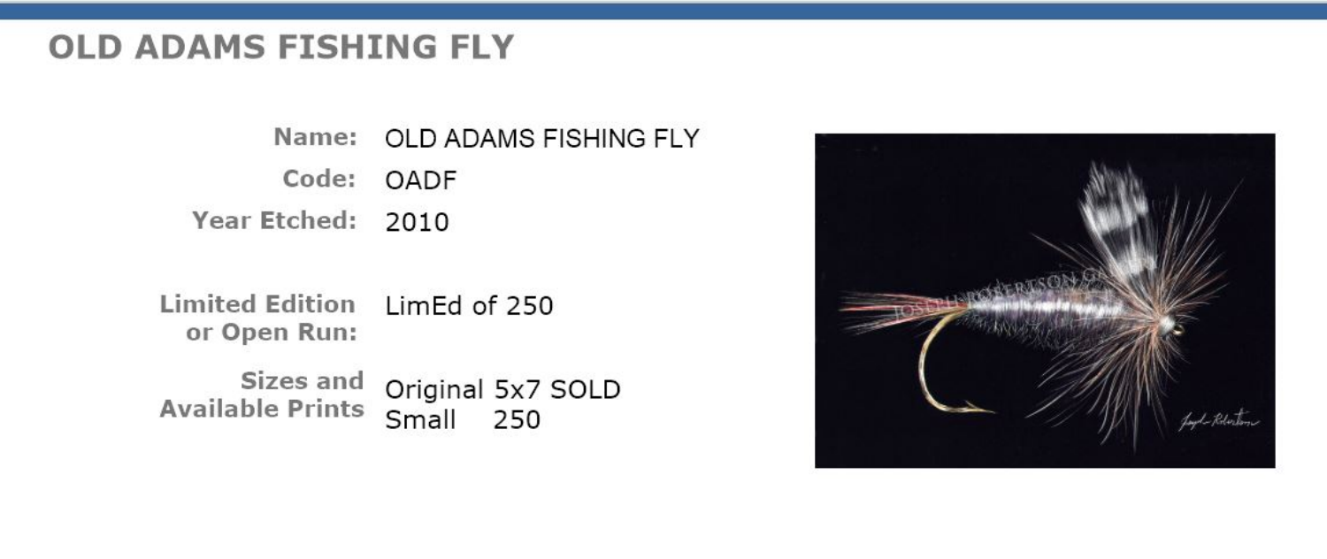## OLD ADAMS FISHING FLY

| | |
|---|---|
| **Name:** | OLD ADAMS FISHING FLY |
| **Code:** | OADF |
| **Year Etched:** | 2010 |
| **Limited Edition or Open Run:** | LimEd of 250 |
| **Sizes and Available Prints** | Original 5x7 SOLD<br>Small 250 |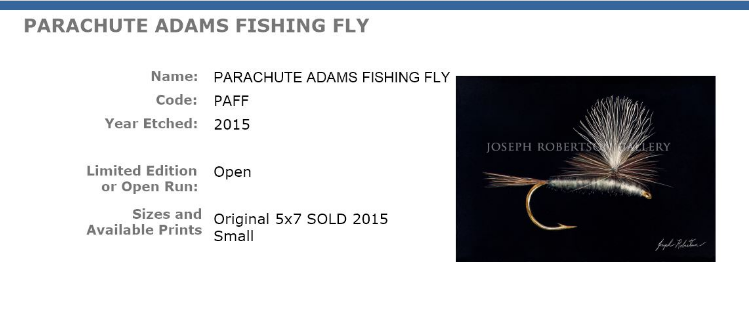# PARACHUTE ADAMS FISHING FLY

| | |
|---|---|
| **Name:** | PARACHUTE ADAMS FISHING FLY |
| **Code:** | PAFF |
| **Year Etched:** | 2015 |
| **Limited Edition or Open Run:** | Open |
| **Sizes and Available Prints** | Original 5x7 SOLD 2015<br>Small |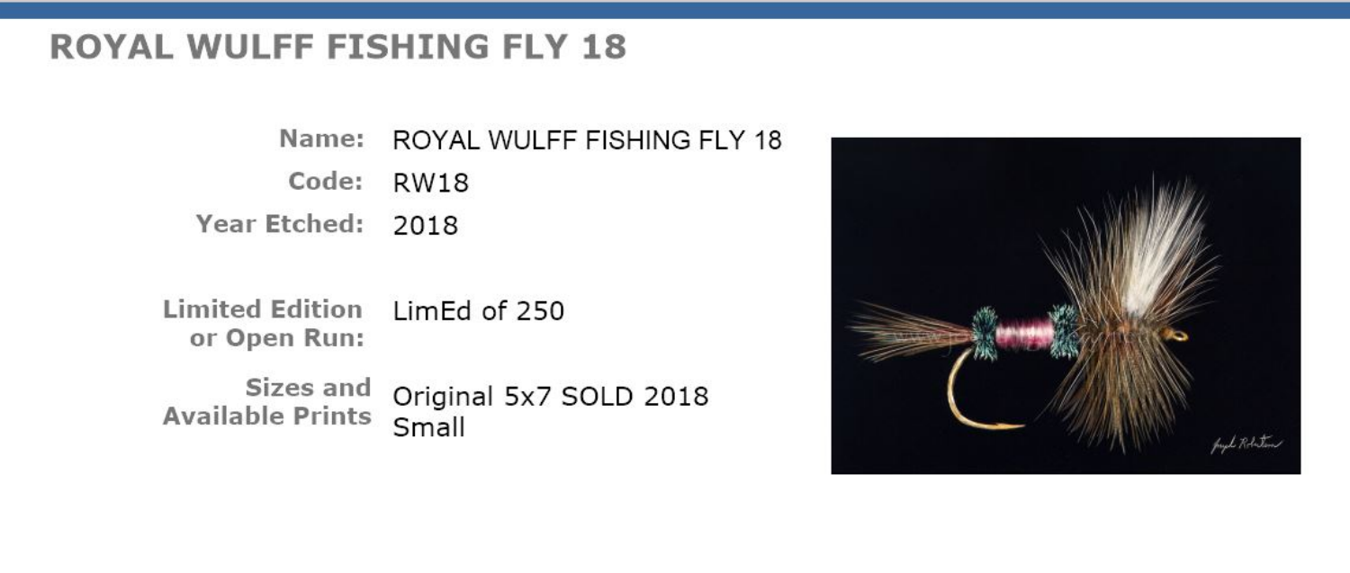# ROYAL WULFF FISHING FLY 18

| | |
|---|---|
| **Name:** | ROYAL WULFF FISHING FLY 18 |
| **Code:** | RW18 |
| **Year Etched:** | 2018 |
| **Limited Edition or Open Run:** | LimEd of 250 |
| **Sizes and Available Prints** | Original 5x7 SOLD 2018<br>Small |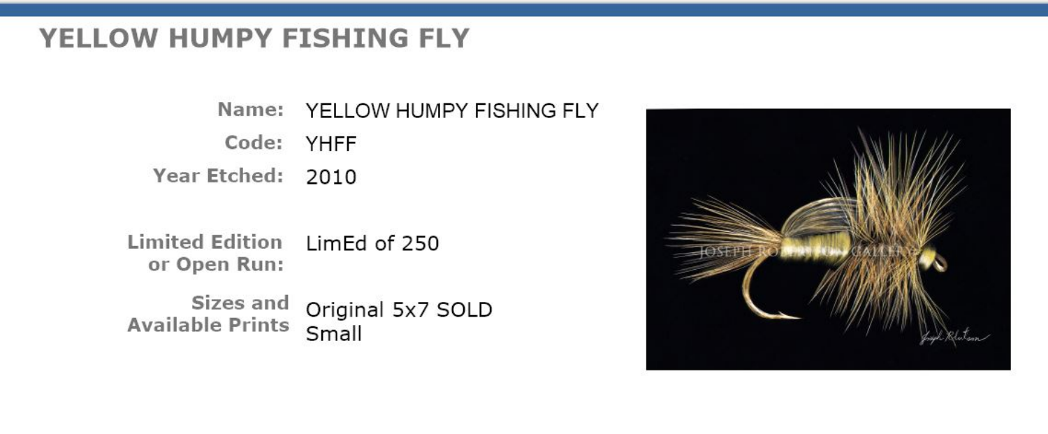# YELLOW HUMPY FISHING FLY

| | |
|---|---|
| **Name:** | YELLOW HUMPY FISHING FLY |
| **Code:** | YHFF |
| **Year Etched:** | 2010 |
| **Limited Edition or Open Run:** | LimEd of 250 |
| **Sizes and Available Prints** | Original 5x7 SOLD<br>Small |